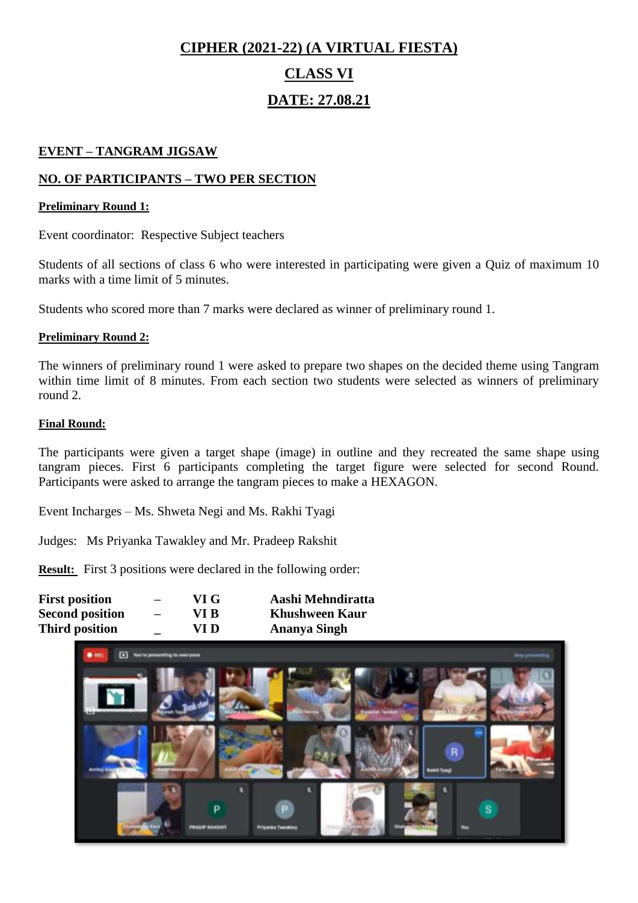# CIPHER (2021-22) (A VIRTUAL FIESTA)

## CLASS VI

## DATE: 27.08.21

### EVENT – TANGRAM JIGSAW

### NO. OF PARTICIPANTS – TWO PER SECTION

**Preliminary Round 1:**

Event coordinator: Respective Subject teachers

Students of all sections of class 6 who were interested in participating were given a Quiz of maximum 10 marks with a time limit of 5 minutes.

Students who scored more than 7 marks were declared as winner of preliminary round 1.

**Preliminary Round 2:**

The winners of preliminary round 1 were asked to prepare two shapes on the decided theme using Tangram within time limit of 8 minutes. From each section two students were selected as winners of preliminary round 2.

**Final Round:**

The participants were given a target shape (image) in outline and they recreated the same shape using tangram pieces. First 6 participants completing the target figure were selected for second Round. Participants were asked to arrange the tangram pieces to make a HEXAGON.

Event Incharges – Ms. Shweta Negi and Ms. Rakhi Tyagi

Judges: Ms Priyanka Tawakley and Mr. Pradeep Rakshit

**Result:** First 3 positions were declared in the following order:

| | | | |
|---|---|---|---|
| **First position** | – | **VI G** | **Aashi Mehndiratta** |
| **Second position** | – | **VI B** | **Khushween Kaur** |
| **Third position** | _ | **VI D** | **Ananya Singh** |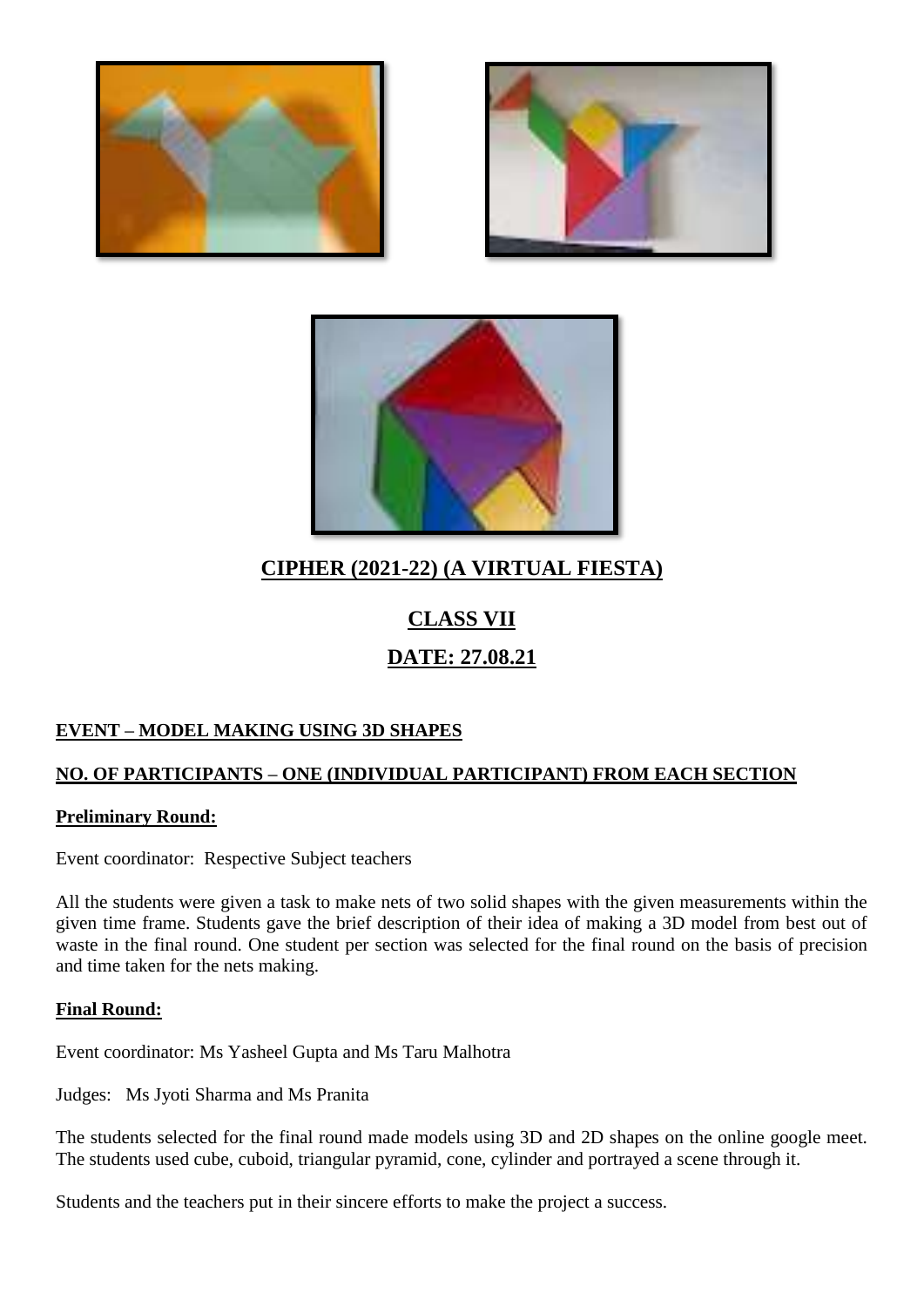## CIPHER (2021-22) (A VIRTUAL FIESTA)

## CLASS VII

## DATE: 27.08.21

**EVENT – MODEL MAKING USING 3D SHAPES**

**NO. OF PARTICIPANTS – ONE (INDIVIDUAL PARTICIPANT) FROM EACH SECTION**

**Preliminary Round:**

Event coordinator: Respective Subject teachers

All the students were given a task to make nets of two solid shapes with the given measurements within the given time frame. Students gave the brief description of their idea of making a 3D model from best out of waste in the final round. One student per section was selected for the final round on the basis of precision and time taken for the nets making.

**Final Round:**

Event coordinator: Ms Yasheel Gupta and Ms Taru Malhotra

Judges: Ms Jyoti Sharma and Ms Pranita

The students selected for the final round made models using 3D and 2D shapes on the online google meet. The students used cube, cuboid, triangular pyramid, cone, cylinder and portrayed a scene through it.

Students and the teachers put in their sincere efforts to make the project a success.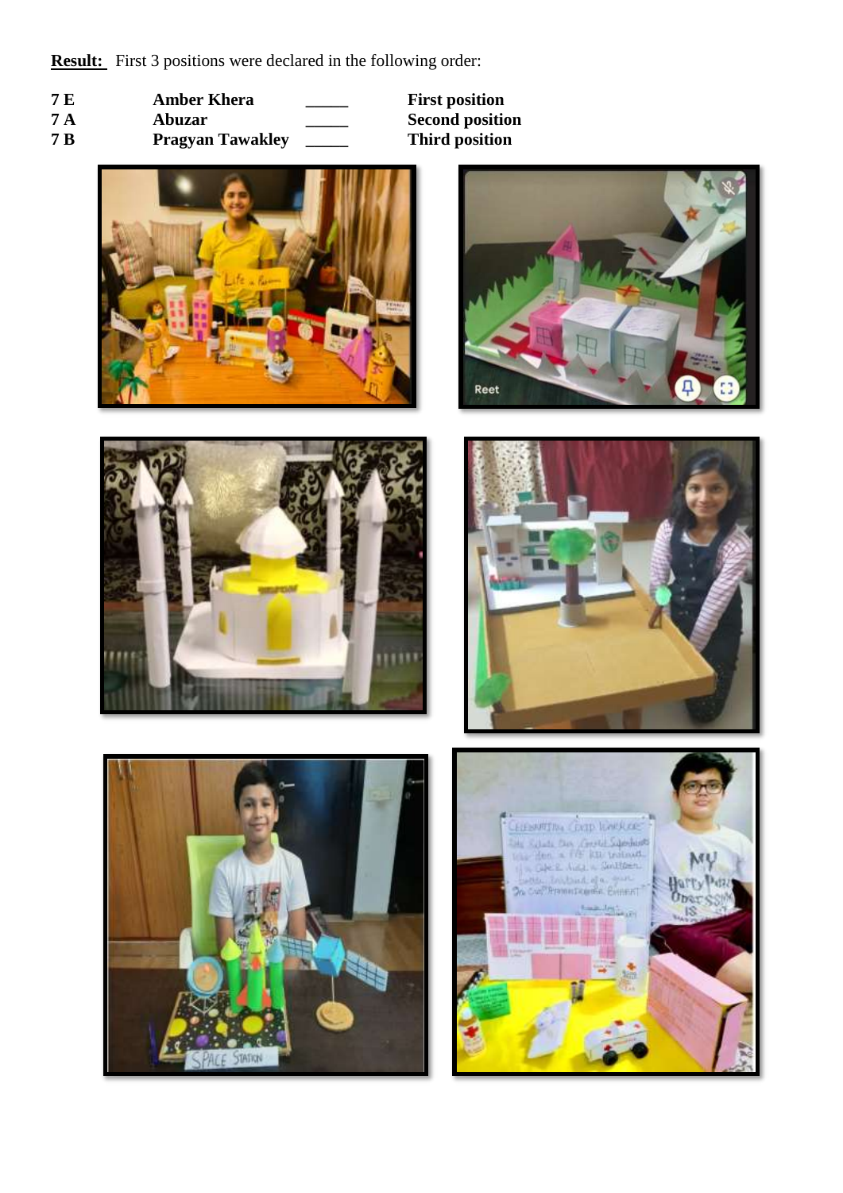**Result:** First 3 positions were declared in the following order:

| | | | |
|---|---|---|---|
| **7 E** | **Amber Khera** | _____ | **First position** |
| **7 A** | **Abuzar** | _____ | **Second position** |
| **7 B** | **Pragyan Tawakley** | _____ | **Third position** |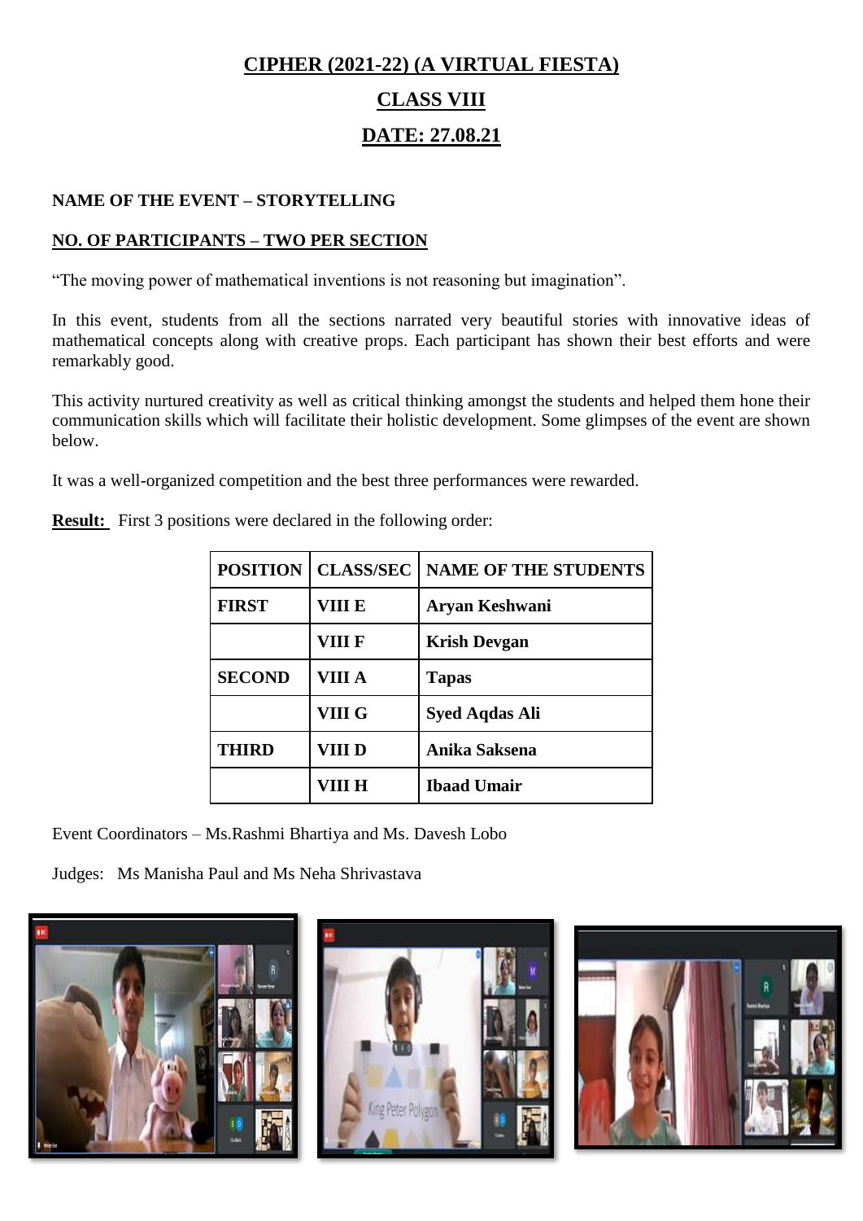# CIPHER (2021-22) (A VIRTUAL FIESTA)

## CLASS VIII

## DATE: 27.08.21

**NAME OF THE EVENT – STORYTELLING**

**NO. OF PARTICIPANTS – TWO PER SECTION**

"The moving power of mathematical inventions is not reasoning but imagination".

In this event, students from all the sections narrated very beautiful stories with innovative ideas of mathematical concepts along with creative props. Each participant has shown their best efforts and were remarkably good.

This activity nurtured creativity as well as critical thinking amongst the students and helped them hone their communication skills which will facilitate their holistic development. Some glimpses of the event are shown below.

It was a well-organized competition and the best three performances were rewarded.

**Result:** First 3 positions were declared in the following order:

| POSITION | CLASS/SEC | NAME OF THE STUDENTS |
|---|---|---|
| FIRST | VIII E | Aryan Keshwani |
| | VIII F | Krish Devgan |
| SECOND | VIII A | Tapas |
| | VIII G | Syed Aqdas Ali |
| THIRD | VIII D | Anika Saksena |
| | VIII H | Ibaad Umair |

Event Coordinators – Ms.Rashmi Bhartiya and Ms. Davesh Lobo

Judges: Ms Manisha Paul and Ms Neha Shrivastava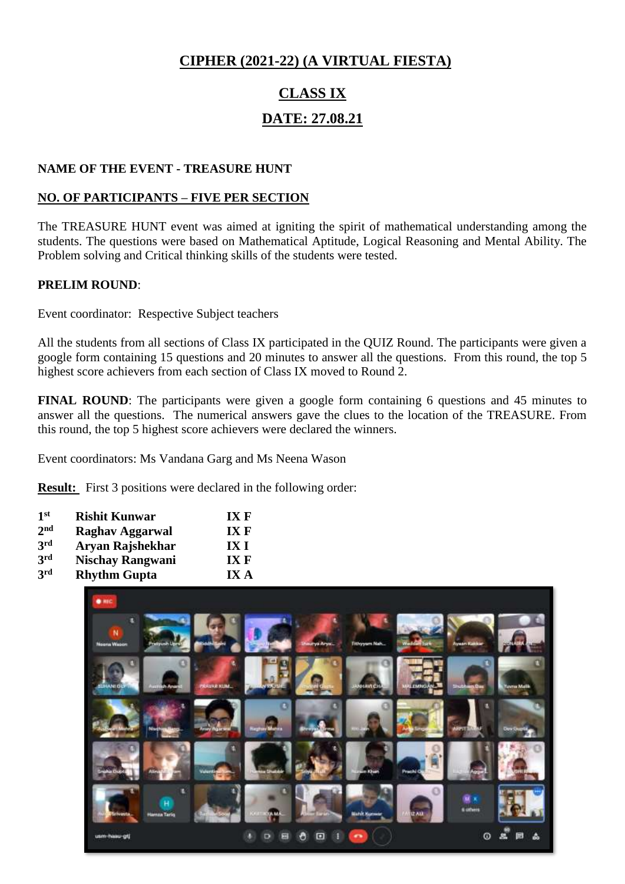# CIPHER (2021-22) (A VIRTUAL FIESTA)

## CLASS IX

## DATE: 27.08.21

**NAME OF THE EVENT - TREASURE HUNT**

**NO. OF PARTICIPANTS – FIVE PER SECTION**

The TREASURE HUNT event was aimed at igniting the spirit of mathematical understanding among the students. The questions were based on Mathematical Aptitude, Logical Reasoning and Mental Ability. The Problem solving and Critical thinking skills of the students were tested.

**PRELIM ROUND**:

Event coordinator: Respective Subject teachers

All the students from all sections of Class IX participated in the QUIZ Round. The participants were given a google form containing 15 questions and 20 minutes to answer all the questions. From this round, the top 5 highest score achievers from each section of Class IX moved to Round 2.

**FINAL ROUND**: The participants were given a google form containing 6 questions and 45 minutes to answer all the questions. The numerical answers gave the clues to the location of the TREASURE. From this round, the top 5 highest score achievers were declared the winners.

Event coordinators: Ms Vandana Garg and Ms Neena Wason

**Result:** First 3 positions were declared in the following order:

| | | |
|---|---|---|
| **1st** | **Rishit Kunwar** | **IX F** |
| **2nd** | **Raghav Aggarwal** | **IX F** |
| **3rd** | **Aryan Rajshekhar** | **IX I** |
| **3rd** | **Nischay Rangwani** | **IX F** |
| **3rd** | **Rhythm Gupta** | **IX A** |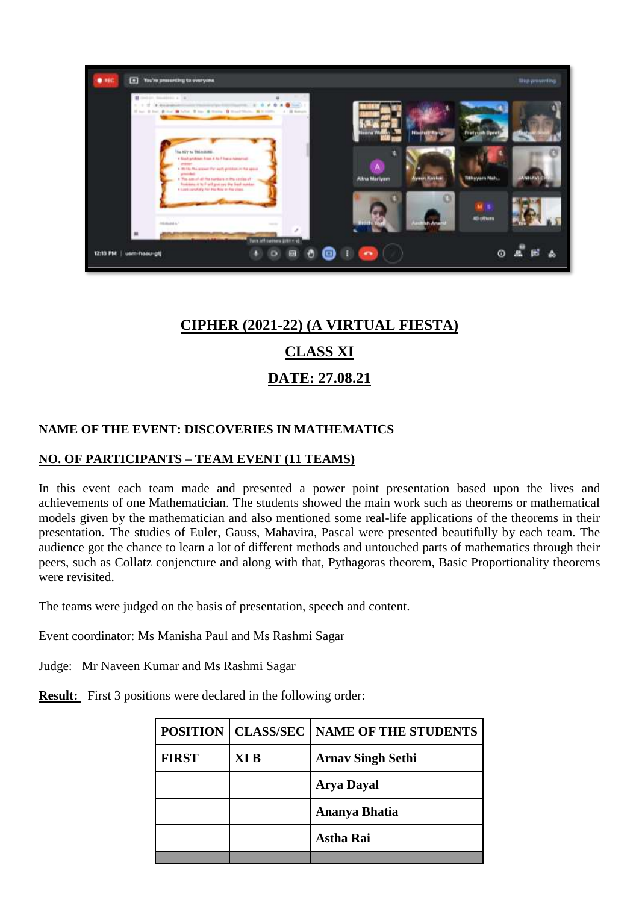**CIPHER (2021-22) (A VIRTUAL FIESTA)**

**CLASS XI**

**DATE: 27.08.21**

**NAME OF THE EVENT: DISCOVERIES IN MATHEMATICS**

**NO. OF PARTICIPANTS – TEAM EVENT (11 TEAMS)**

In this event each team made and presented a power point presentation based upon the lives and achievements of one Mathematician. The students showed the main work such as theorems or mathematical models given by the mathematician and also mentioned some real-life applications of the theorems in their presentation. The studies of Euler, Gauss, Mahavira, Pascal were presented beautifully by each team. The audience got the chance to learn a lot of different methods and untouched parts of mathematics through their peers, such as Collatz conjencture and along with that, Pythagoras theorem, Basic Proportionality theorems were revisited.

The teams were judged on the basis of presentation, speech and content.

Event coordinator: Ms Manisha Paul and Ms Rashmi Sagar

Judge: Mr Naveen Kumar and Ms Rashmi Sagar

**Result:** First 3 positions were declared in the following order:

| POSITION | CLASS/SEC | NAME OF THE STUDENTS |
|---|---|---|
| **FIRST** | **XI B** | **Arnav Singh Sethi** |
| | | **Arya Dayal** |
| | | **Ananya Bhatia** |
| | | **Astha Rai** |
| | | |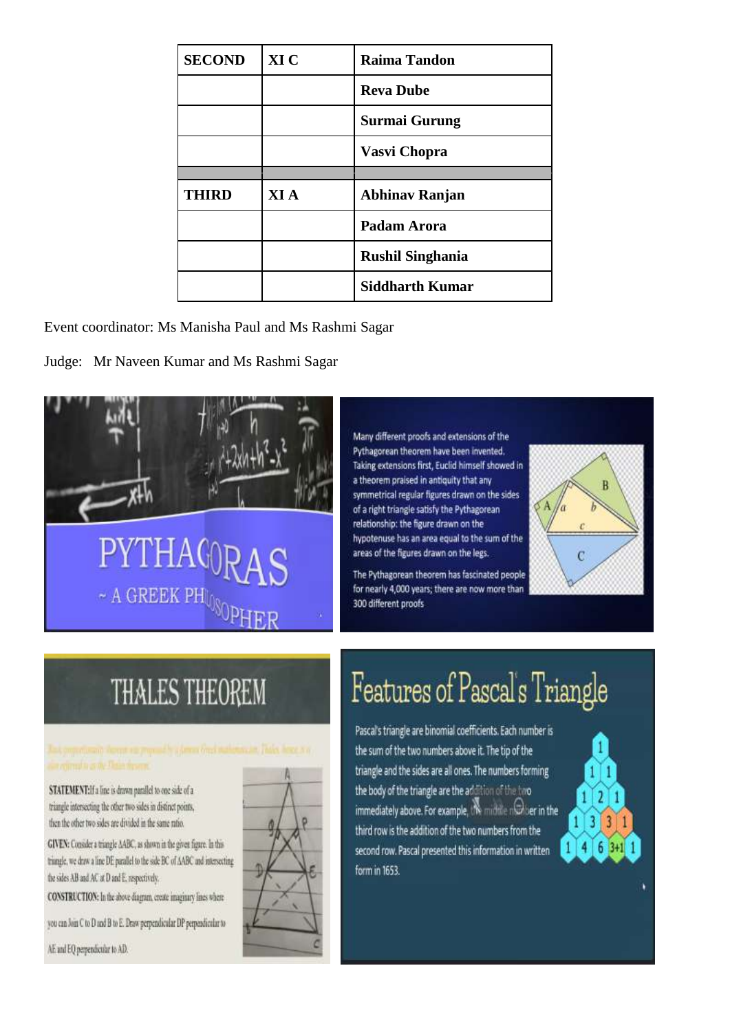| | | |
|---|---|---|
| **SECOND** | **XI C** | **Raima Tandon** |
| | | **Reva Dube** |
| | | **Surmai Gurung** |
| | | **Vasvi Chopra** |
| **THIRD** | **XI A** | **Abhinav Ranjan** |
| | | **Padam Arora** |
| | | **Rushil Singhania** |
| | | **Siddharth Kumar** |

Event coordinator: Ms Manisha Paul and Ms Rashmi Sagar

Judge: Mr Naveen Kumar and Ms Rashmi Sagar